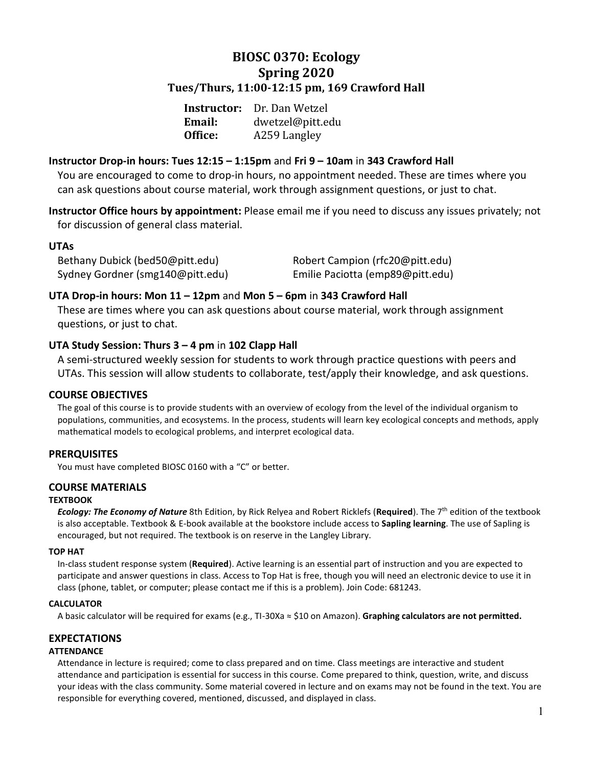# BIOSC 0370: Ecology
## Spring 2020
### Tues/Thurs, 11:00-12:15 pm, 169 Crawford Hall

**Instructor:** Dr. Dan Wetzel
**Email:** dwetzel@pitt.edu
**Office:** A259 Langley

**Instructor Drop-in hours: Tues 12:15 – 1:15pm** and **Fri 9 – 10am** in **343 Crawford Hall**
You are encouraged to come to drop-in hours, no appointment needed. These are times where you can ask questions about course material, work through assignment questions, or just to chat.

**Instructor Office hours by appointment:** Please email me if you need to discuss any issues privately; not for discussion of general class material.

**UTAs**
Bethany Dubick (bed50@pitt.edu)
Sydney Gordner (smg140@pitt.edu)
Robert Campion (rfc20@pitt.edu)
Emilie Paciotta (emp89@pitt.edu)

**UTA Drop-in hours: Mon 11 – 12pm** and **Mon 5 – 6pm** in **343 Crawford Hall**
These are times where you can ask questions about course material, work through assignment questions, or just to chat.

**UTA Study Session: Thurs 3 – 4 pm** in **102 Clapp Hall**
A semi-structured weekly session for students to work through practice questions with peers and UTAs. This session will allow students to collaborate, test/apply their knowledge, and ask questions.

## COURSE OBJECTIVES

The goal of this course is to provide students with an overview of ecology from the level of the individual organism to populations, communities, and ecosystems. In the process, students will learn key ecological concepts and methods, apply mathematical models to ecological problems, and interpret ecological data.

## PREREQUISITES

You must have completed BIOSC 0160 with a "C" or better.

## COURSE MATERIALS

### TEXTBOOK

***Ecology: The Economy of Nature*** 8th Edition, by Rick Relyea and Robert Ricklefs (**Required**). The 7th edition of the textbook is also acceptable. Textbook & E-book available at the bookstore include access to **Sapling learning**. The use of Sapling is encouraged, but not required. The textbook is on reserve in the Langley Library.

### TOP HAT

In-class student response system (**Required**). Active learning is an essential part of instruction and you are expected to participate and answer questions in class. Access to Top Hat is free, though you will need an electronic device to use it in class (phone, tablet, or computer; please contact me if this is a problem). Join Code: 681243.

### CALCULATOR

A basic calculator will be required for exams (e.g., TI-30Xa ≈ $10 on Amazon). **Graphing calculators are not permitted.**

## EXPECTATIONS

### ATTENDANCE

Attendance in lecture is required; come to class prepared and on time. Class meetings are interactive and student attendance and participation is essential for success in this course. Come prepared to think, question, write, and discuss your ideas with the class community. Some material covered in lecture and on exams may not be found in the text. You are responsible for everything covered, mentioned, discussed, and displayed in class.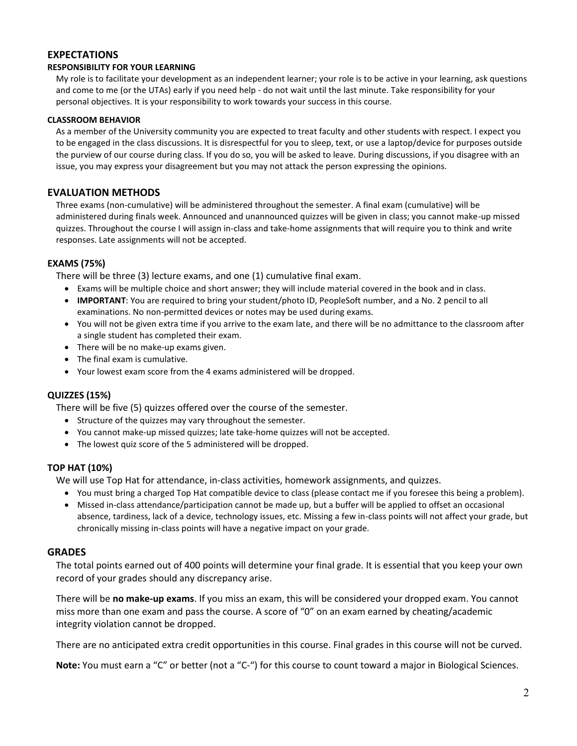## EXPECTATIONS

#### RESPONSIBILITY FOR YOUR LEARNING

My role is to facilitate your development as an independent learner; your role is to be active in your learning, ask questions and come to me (or the UTAs) early if you need help - do not wait until the last minute. Take responsibility for your personal objectives. It is your responsibility to work towards your success in this course.

#### CLASSROOM BEHAVIOR

As a member of the University community you are expected to treat faculty and other students with respect. I expect you to be engaged in the class discussions. It is disrespectful for you to sleep, text, or use a laptop/device for purposes outside the purview of our course during class. If you do so, you will be asked to leave. During discussions, if you disagree with an issue, you may express your disagreement but you may not attack the person expressing the opinions.

## EVALUATION METHODS

Three exams (non-cumulative) will be administered throughout the semester. A final exam (cumulative) will be administered during finals week. Announced and unannounced quizzes will be given in class; you cannot make-up missed quizzes. Throughout the course I will assign in-class and take-home assignments that will require you to think and write responses. Late assignments will not be accepted.

### EXAMS (75%)

There will be three (3) lecture exams, and one (1) cumulative final exam.

- Exams will be multiple choice and short answer; they will include material covered in the book and in class.
- **IMPORTANT**: You are required to bring your student/photo ID, PeopleSoft number, and a No. 2 pencil to all examinations. No non-permitted devices or notes may be used during exams.
- You will not be given extra time if you arrive to the exam late, and there will be no admittance to the classroom after a single student has completed their exam.
- There will be no make-up exams given.
- The final exam is cumulative.
- Your lowest exam score from the 4 exams administered will be dropped.

### QUIZZES (15%)

There will be five (5) quizzes offered over the course of the semester.

- Structure of the quizzes may vary throughout the semester.
- You cannot make-up missed quizzes; late take-home quizzes will not be accepted.
- The lowest quiz score of the 5 administered will be dropped.

### TOP HAT (10%)

We will use Top Hat for attendance, in-class activities, homework assignments, and quizzes.

- You must bring a charged Top Hat compatible device to class (please contact me if you foresee this being a problem).
- Missed in-class attendance/participation cannot be made up, but a buffer will be applied to offset an occasional absence, tardiness, lack of a device, technology issues, etc. Missing a few in-class points will not affect your grade, but chronically missing in-class points will have a negative impact on your grade.

## GRADES

The total points earned out of 400 points will determine your final grade. It is essential that you keep your own record of your grades should any discrepancy arise.

There will be **no make-up exams**. If you miss an exam, this will be considered your dropped exam. You cannot miss more than one exam and pass the course. A score of "0" on an exam earned by cheating/academic integrity violation cannot be dropped.

There are no anticipated extra credit opportunities in this course. Final grades in this course will not be curved.

**Note:** You must earn a "C" or better (not a "C-") for this course to count toward a major in Biological Sciences.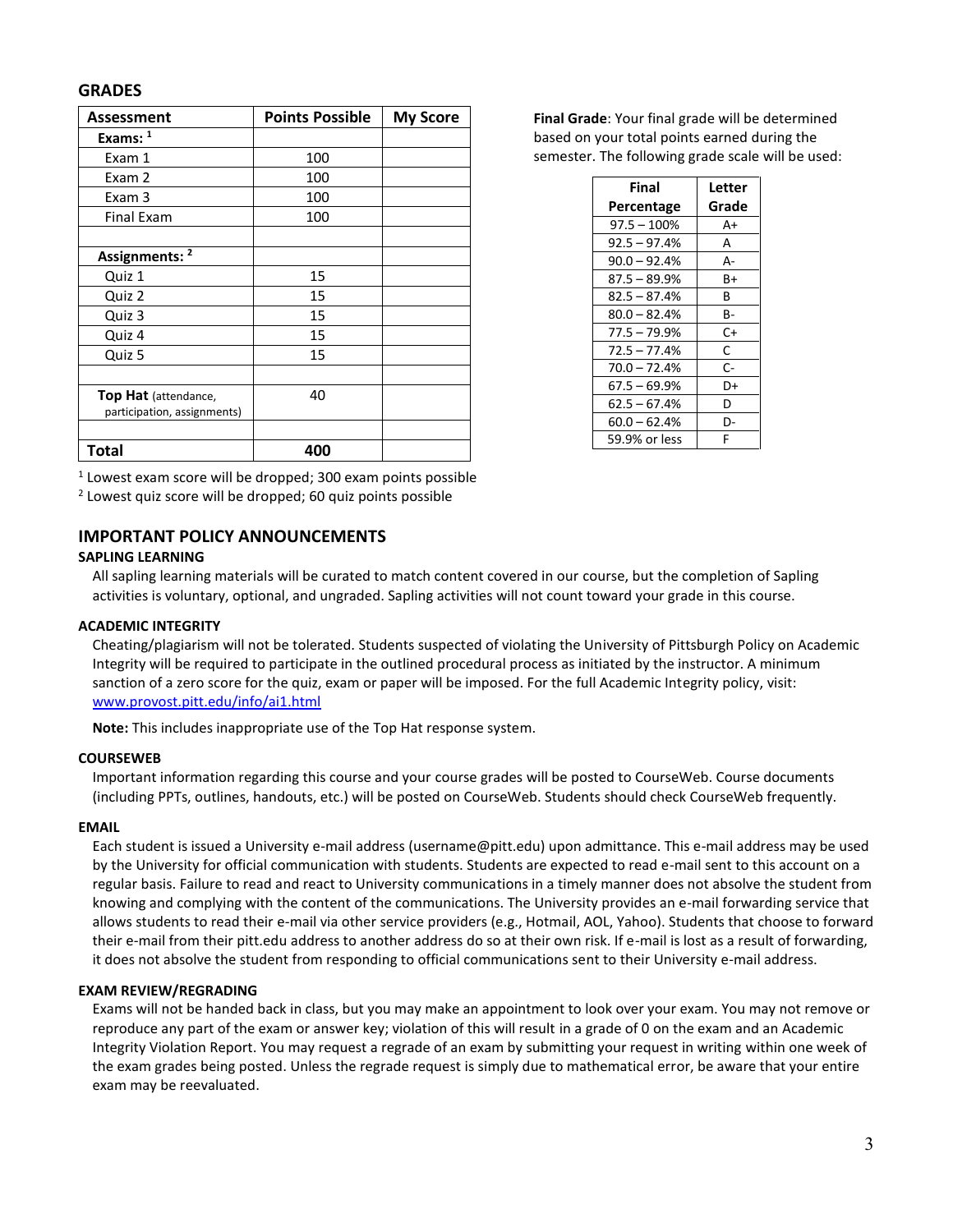## GRADES

| Assessment | Points Possible | My Score |
| --- | --- | --- |
| **Exams:** [1] | | |
| Exam 1 | 100 | |
| Exam 2 | 100 | |
| Exam 3 | 100 | |
| Final Exam | 100 | |
| | | |
| **Assignments:** [2] | | |
| Quiz 1 | 15 | |
| Quiz 2 | 15 | |
| Quiz 3 | 15 | |
| Quiz 4 | 15 | |
| Quiz 5 | 15 | |
| | | |
| **Top Hat** (attendance, participation, assignments) | 40 | |
| | | |
| **Total** | **400** | |

[1] Lowest exam score will be dropped; 300 exam points possible
[2] Lowest quiz score will be dropped; 60 quiz points possible

**Final Grade**: Your final grade will be determined based on your total points earned during the semester. The following grade scale will be used:

| Final Percentage | Letter Grade |
| --- | --- |
| 97.5 – 100% | A+ |
| 92.5 – 97.4% | A |
| 90.0 – 92.4% | A- |
| 87.5 – 89.9% | B+ |
| 82.5 – 87.4% | B |
| 80.0 – 82.4% | B- |
| 77.5 – 79.9% | C+ |
| 72.5 – 77.4% | C |
| 70.0 – 72.4% | C- |
| 67.5 – 69.9% | D+ |
| 62.5 – 67.4% | D |
| 60.0 – 62.4% | D- |
| 59.9% or less | F |

## IMPORTANT POLICY ANNOUNCEMENTS

### SAPLING LEARNING

All sapling learning materials will be curated to match content covered in our course, but the completion of Sapling activities is voluntary, optional, and ungraded. Sapling activities will not count toward your grade in this course.

### ACADEMIC INTEGRITY

Cheating/plagiarism will not be tolerated. Students suspected of violating the University of Pittsburgh Policy on Academic Integrity will be required to participate in the outlined procedural process as initiated by the instructor. A minimum sanction of a zero score for the quiz, exam or paper will be imposed. For the full Academic Integrity policy, visit: www.provost.pitt.edu/info/ai1.html

**Note:** This includes inappropriate use of the Top Hat response system.

### COURSEWEB

Important information regarding this course and your course grades will be posted to CourseWeb. Course documents (including PPTs, outlines, handouts, etc.) will be posted on CourseWeb. Students should check CourseWeb frequently.

### EMAIL

Each student is issued a University e-mail address (username@pitt.edu) upon admittance. This e-mail address may be used by the University for official communication with students. Students are expected to read e-mail sent to this account on a regular basis. Failure to read and react to University communications in a timely manner does not absolve the student from knowing and complying with the content of the communications. The University provides an e-mail forwarding service that allows students to read their e-mail via other service providers (e.g., Hotmail, AOL, Yahoo). Students that choose to forward their e-mail from their pitt.edu address to another address do so at their own risk. If e-mail is lost as a result of forwarding, it does not absolve the student from responding to official communications sent to their University e-mail address.

### EXAM REVIEW/REGRADING

Exams will not be handed back in class, but you may make an appointment to look over your exam. You may not remove or reproduce any part of the exam or answer key; violation of this will result in a grade of 0 on the exam and an Academic Integrity Violation Report. You may request a regrade of an exam by submitting your request in writing within one week of the exam grades being posted. Unless the regrade request is simply due to mathematical error, be aware that your entire exam may be reevaluated.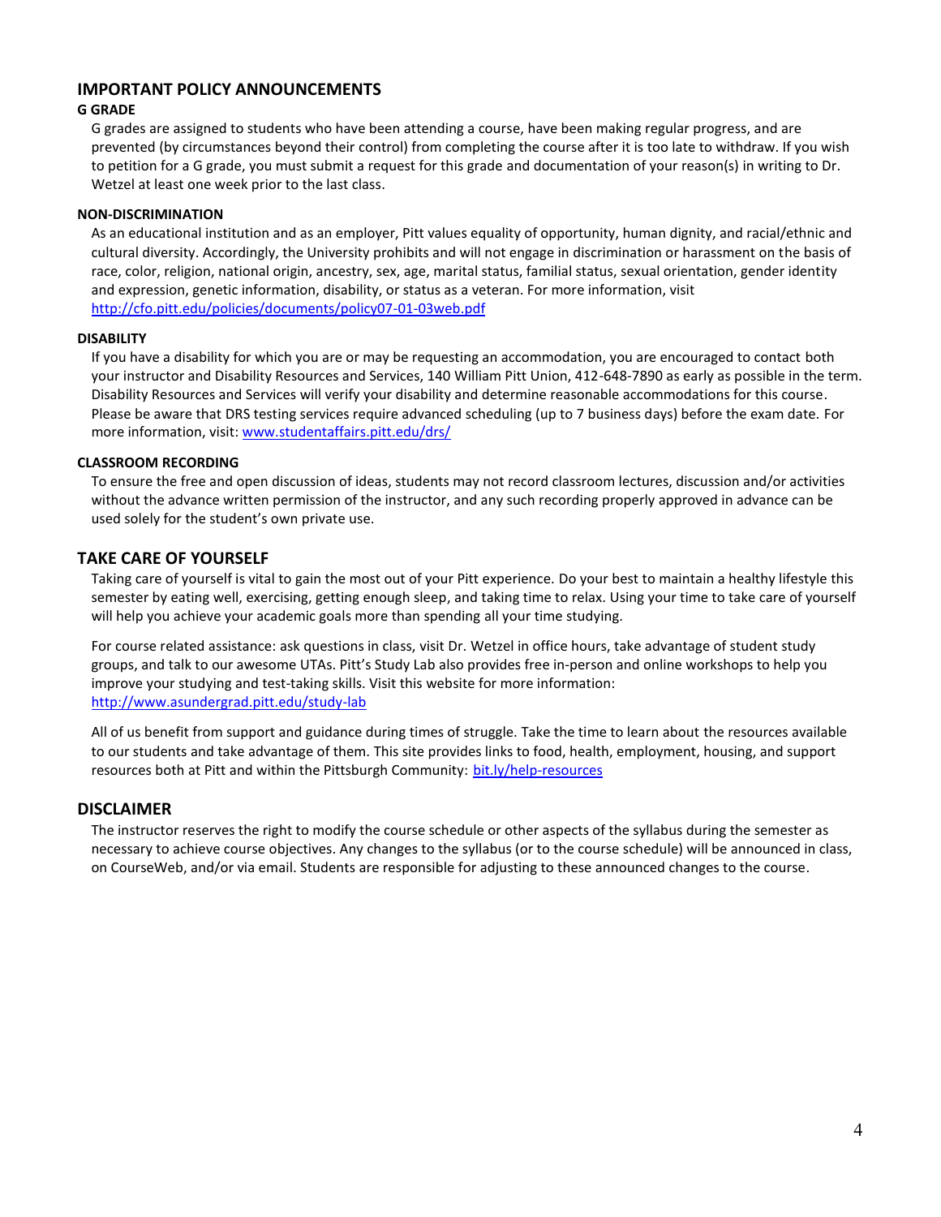## IMPORTANT POLICY ANNOUNCEMENTS

### G GRADE

G grades are assigned to students who have been attending a course, have been making regular progress, and are prevented (by circumstances beyond their control) from completing the course after it is too late to withdraw. If you wish to petition for a G grade, you must submit a request for this grade and documentation of your reason(s) in writing to Dr. Wetzel at least one week prior to the last class.

### NON-DISCRIMINATION

As an educational institution and as an employer, Pitt values equality of opportunity, human dignity, and racial/ethnic and cultural diversity. Accordingly, the University prohibits and will not engage in discrimination or harassment on the basis of race, color, religion, national origin, ancestry, sex, age, marital status, familial status, sexual orientation, gender identity and expression, genetic information, disability, or status as a veteran. For more information, visit [http://cfo.pitt.edu/policies/documents/policy07-01-03web.pdf](http://cfo.pitt.edu/policies/documents/policy07-01-03web.pdf)

### DISABILITY

If you have a disability for which you are or may be requesting an accommodation, you are encouraged to contact both your instructor and Disability Resources and Services, 140 William Pitt Union, 412-648-7890 as early as possible in the term. Disability Resources and Services will verify your disability and determine reasonable accommodations for this course. Please be aware that DRS testing services require advanced scheduling (up to 7 business days) before the exam date. For more information, visit: [www.studentaffairs.pitt.edu/drs/](http://www.studentaffairs.pitt.edu/drs/)

### CLASSROOM RECORDING

To ensure the free and open discussion of ideas, students may not record classroom lectures, discussion and/or activities without the advance written permission of the instructor, and any such recording properly approved in advance can be used solely for the student's own private use.

## TAKE CARE OF YOURSELF

Taking care of yourself is vital to gain the most out of your Pitt experience. Do your best to maintain a healthy lifestyle this semester by eating well, exercising, getting enough sleep, and taking time to relax. Using your time to take care of yourself will help you achieve your academic goals more than spending all your time studying.

For course related assistance: ask questions in class, visit Dr. Wetzel in office hours, take advantage of student study groups, and talk to our awesome UTAs. Pitt's Study Lab also provides free in-person and online workshops to help you improve your studying and test-taking skills. Visit this website for more information: [http://www.asundergrad.pitt.edu/study-lab](http://www.asundergrad.pitt.edu/study-lab)

All of us benefit from support and guidance during times of struggle. Take the time to learn about the resources available to our students and take advantage of them. This site provides links to food, health, employment, housing, and support resources both at Pitt and within the Pittsburgh Community: [bit.ly/help-resources](http://bit.ly/help-resources)

## DISCLAIMER

The instructor reserves the right to modify the course schedule or other aspects of the syllabus during the semester as necessary to achieve course objectives. Any changes to the syllabus (or to the course schedule) will be announced in class, on CourseWeb, and/or via email. Students are responsible for adjusting to these announced changes to the course.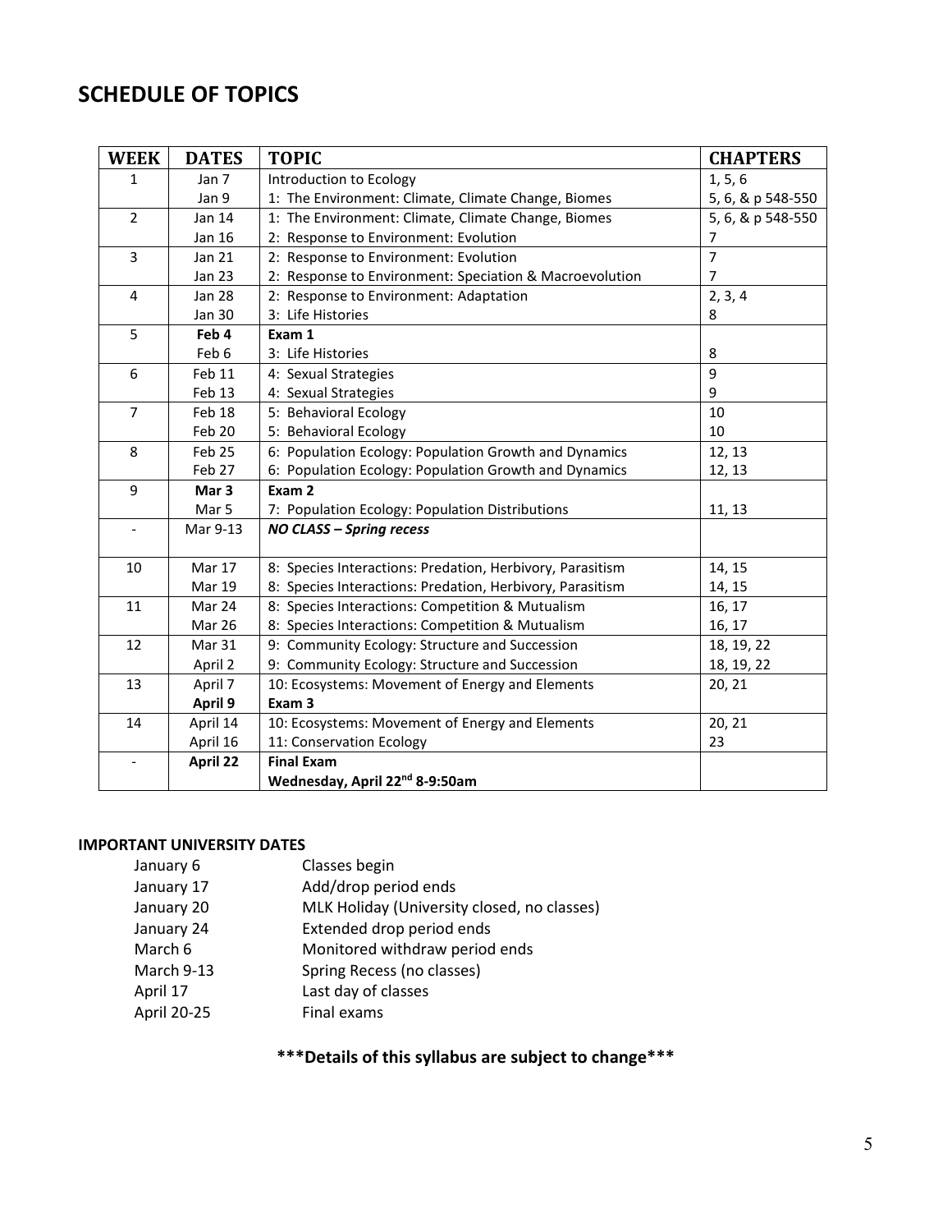# SCHEDULE OF TOPICS

| WEEK | DATES | TOPIC | CHAPTERS |
|---|---|---|---|
| 1 | Jan 7 | Introduction to Ecology | 1, 5, 6 |
| | Jan 9 | 1: The Environment: Climate, Climate Change, Biomes | 5, 6, & p 548-550 |
| 2 | Jan 14 | 1: The Environment: Climate, Climate Change, Biomes | 5, 6, & p 548-550 |
| | Jan 16 | 2: Response to Environment: Evolution | 7 |
| 3 | Jan 21 | 2: Response to Environment: Evolution | 7 |
| | Jan 23 | 2: Response to Environment: Speciation & Macroevolution | 7 |
| 4 | Jan 28 | 2: Response to Environment: Adaptation | 2, 3, 4 |
| | Jan 30 | 3: Life Histories | 8 |
| 5 | **Feb 4** | **Exam 1** | |
| | Feb 6 | 3: Life Histories | 8 |
| 6 | Feb 11 | 4: Sexual Strategies | 9 |
| | Feb 13 | 4: Sexual Strategies | 9 |
| 7 | Feb 18 | 5: Behavioral Ecology | 10 |
| | Feb 20 | 5: Behavioral Ecology | 10 |
| 8 | Feb 25 | 6: Population Ecology: Population Growth and Dynamics | 12, 13 |
| | Feb 27 | 6: Population Ecology: Population Growth and Dynamics | 12, 13 |
| 9 | **Mar 3** | **Exam 2** | |
| | Mar 5 | 7: Population Ecology: Population Distributions | 11, 13 |
| - | Mar 9-13 | ***NO CLASS – Spring recess*** | |
| 10 | Mar 17 | 8: Species Interactions: Predation, Herbivory, Parasitism | 14, 15 |
| | Mar 19 | 8: Species Interactions: Predation, Herbivory, Parasitism | 14, 15 |
| 11 | Mar 24 | 8: Species Interactions: Competition & Mutualism | 16, 17 |
| | Mar 26 | 8: Species Interactions: Competition & Mutualism | 16, 17 |
| 12 | Mar 31 | 9: Community Ecology: Structure and Succession | 18, 19, 22 |
| | April 2 | 9: Community Ecology: Structure and Succession | 18, 19, 22 |
| 13 | April 7 | 10: Ecosystems: Movement of Energy and Elements | 20, 21 |
| | **April 9** | **Exam 3** | |
| 14 | April 14 | 10: Ecosystems: Movement of Energy and Elements | 20, 21 |
| | April 16 | 11: Conservation Ecology | 23 |
| - | **April 22** | **Final Exam** **Wednesday, April 22nd 8-9:50am** | |

**IMPORTANT UNIVERSITY DATES**

| | |
|---|---|
| January 6 | Classes begin |
| January 17 | Add/drop period ends |
| January 20 | MLK Holiday (University closed, no classes) |
| January 24 | Extended drop period ends |
| March 6 | Monitored withdraw period ends |
| March 9-13 | Spring Recess (no classes) |
| April 17 | Last day of classes |
| April 20-25 | Final exams |

**\*\*\*Details of this syllabus are subject to change\*\*\***